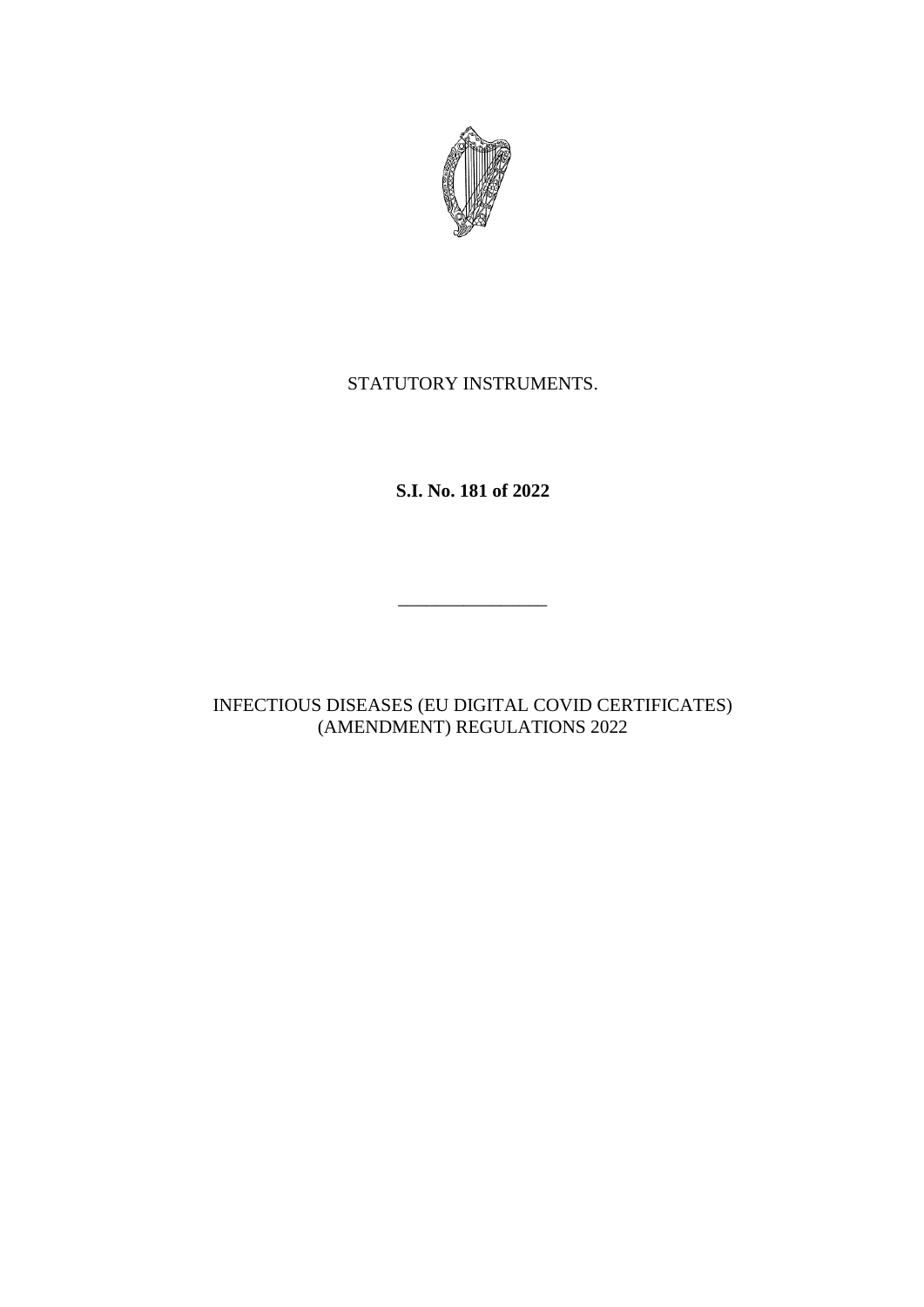STATUTORY INSTRUMENTS.

**S.I. No. 181 of 2022**

---

INFECTIOUS DISEASES (EU DIGITAL COVID CERTIFICATES) (AMENDMENT) REGULATIONS 2022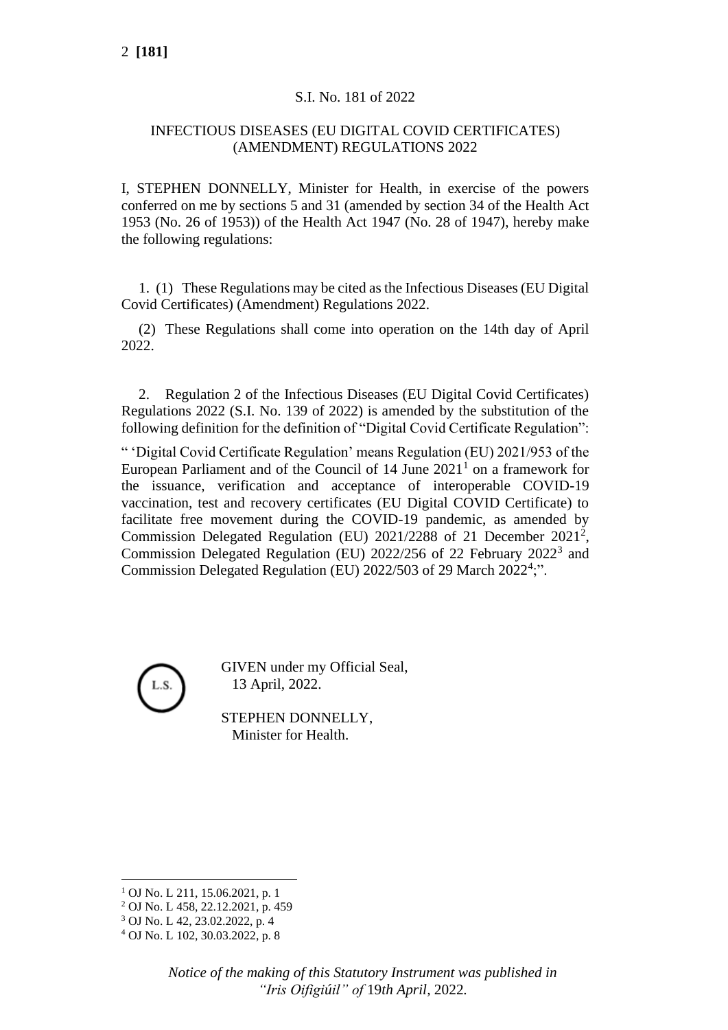S.I. No. 181 of 2022

INFECTIOUS DISEASES (EU DIGITAL COVID CERTIFICATES) (AMENDMENT) REGULATIONS 2022

I, STEPHEN DONNELLY, Minister for Health, in exercise of the powers conferred on me by sections 5 and 31 (amended by section 34 of the Health Act 1953 (No. 26 of 1953)) of the Health Act 1947 (No. 28 of 1947), hereby make the following regulations:

1. (1) These Regulations may be cited as the Infectious Diseases (EU Digital Covid Certificates) (Amendment) Regulations 2022.

(2) These Regulations shall come into operation on the 14th day of April 2022.

2. Regulation 2 of the Infectious Diseases (EU Digital Covid Certificates) Regulations 2022 (S.I. No. 139 of 2022) is amended by the substitution of the following definition for the definition of "Digital Covid Certificate Regulation":

" 'Digital Covid Certificate Regulation' means Regulation (EU) 2021/953 of the European Parliament and of the Council of 14 June 2021[1] on a framework for the issuance, verification and acceptance of interoperable COVID-19 vaccination, test and recovery certificates (EU Digital COVID Certificate) to facilitate free movement during the COVID-19 pandemic, as amended by Commission Delegated Regulation (EU) 2021/2288 of 21 December 2021[2], Commission Delegated Regulation (EU) 2022/256 of 22 February 2022[3] and Commission Delegated Regulation (EU) 2022/503 of 29 March 2022[4];".

L.S.

GIVEN under my Official Seal,
13 April, 2022.

STEPHEN DONNELLY,
Minister for Health.

[1] OJ No. L 211, 15.06.2021, p. 1

[2] OJ No. L 458, 22.12.2021, p. 459

[3] OJ No. L 42, 23.02.2022, p. 4

[4] OJ No. L 102, 30.03.2022, p. 8

*Notice of the making of this Statutory Instrument was published in "Iris Oifigiúil" of 19th April, 2022.*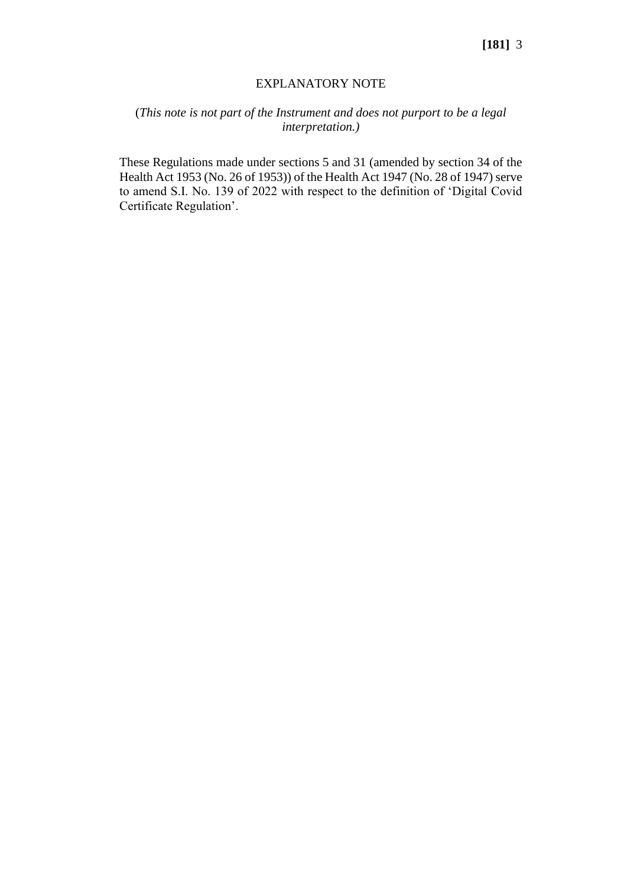EXPLANATORY NOTE

(*This note is not part of the Instrument and does not purport to be a legal interpretation.)*

These Regulations made under sections 5 and 31 (amended by section 34 of the Health Act 1953 (No. 26 of 1953)) of the Health Act 1947 (No. 28 of 1947) serve to amend S.I. No. 139 of 2022 with respect to the definition of 'Digital Covid Certificate Regulation'.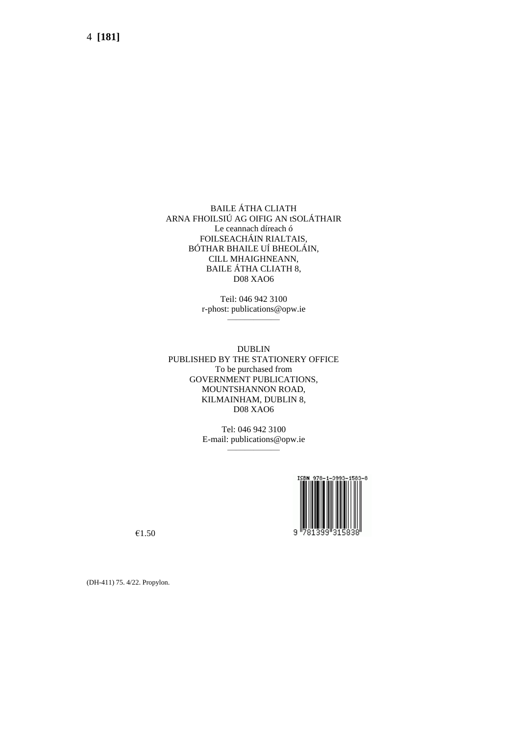BAILE ÁTHA CLIATH
ARNA FHOILSIÚ AG OIFIG AN tSOLÁTHAIR
Le ceannach díreach ó
FOILSEACHÁIN RIALTAIS,
BÓTHAR BHAILE UÍ BHEOLÁIN,
CILL MHAIGHNEANN,
BAILE ÁTHA CLIATH 8,
D08 XAO6

Teil: 046 942 3100
r-phost: publications@opw.ie

---

DUBLIN
PUBLISHED BY THE STATIONERY OFFICE
To be purchased from
GOVERNMENT PUBLICATIONS,
MOUNTSHANNON ROAD,
KILMAINHAM, DUBLIN 8,
D08 XAO6

Tel: 046 942 3100
E-mail: publications@opw.ie

---

ISBN 978-1-3993-1583-8

9 781399 315838

€1.50

(DH-411) 75. 4/22. Propylon.